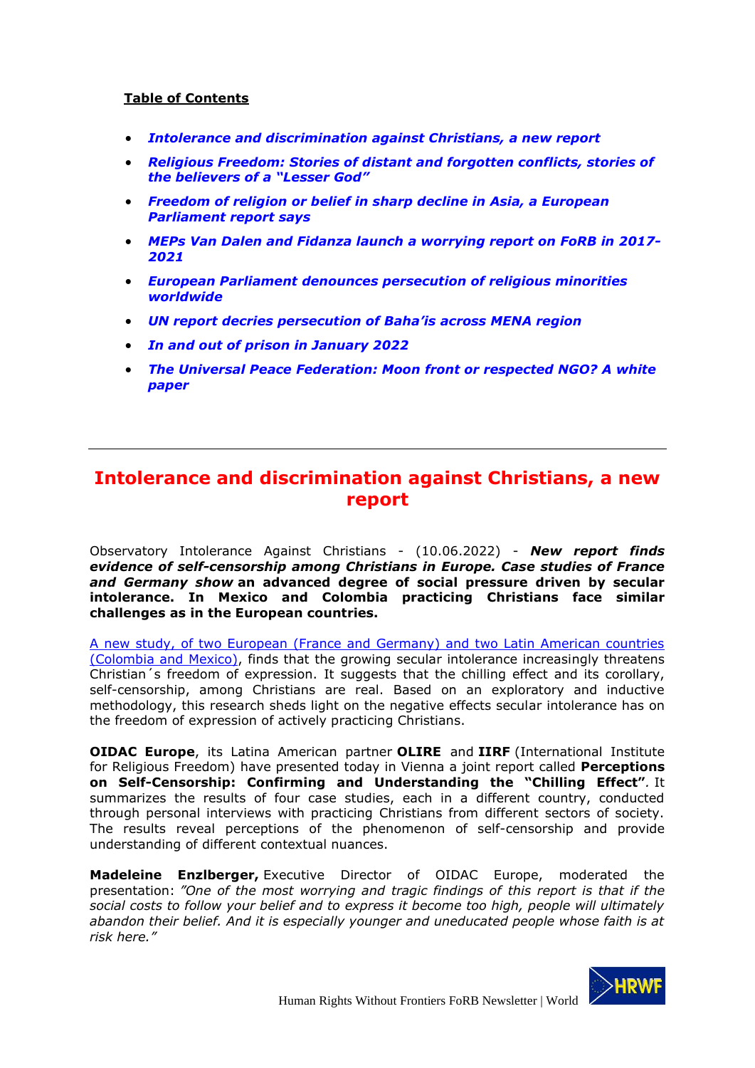**Table of Contents**

- ***Intolerance and discrimination against Christians, a new report***
- ***Religious Freedom: Stories of distant and forgotten conflicts, stories of the believers of a "Lesser God"***
- ***Freedom of religion or belief in sharp decline in Asia, a European Parliament report says***
- ***MEPs Van Dalen and Fidanza launch a worrying report on FoRB in 2017-2021***
- ***European Parliament denounces persecution of religious minorities worldwide***
- ***UN report decries persecution of Baha'is across MENA region***
- ***In and out of prison in January 2022***
- ***The Universal Peace Federation: Moon front or respected NGO? A white paper***

---

# Intolerance and discrimination against Christians, a new report

Observatory Intolerance Against Christians - (10.06.2022) - ***New report finds evidence of self-censorship among Christians in Europe. Case studies of France and Germany show*** **an advanced degree of social pressure driven by secular intolerance. In Mexico and Colombia practicing Christians face similar challenges as in the European countries.**

A new study, of two European (France and Germany) and two Latin American countries (Colombia and Mexico), finds that the growing secular intolerance increasingly threatens Christian´s freedom of expression. It suggests that the chilling effect and its corollary, self-censorship, among Christians are real. Based on an exploratory and inductive methodology, this research sheds light on the negative effects secular intolerance has on the freedom of expression of actively practicing Christians.

**OIDAC Europe**, its Latina American partner **OLIRE** and **IIRF** (International Institute for Religious Freedom) have presented today in Vienna a joint report called **Perceptions on Self-Censorship: Confirming and Understanding the "Chilling Effect"**. It summarizes the results of four case studies, each in a different country, conducted through personal interviews with practicing Christians from different sectors of society. The results reveal perceptions of the phenomenon of self-censorship and provide understanding of different contextual nuances.

**Madeleine Enzlberger,** Executive Director of OIDAC Europe, moderated the presentation: *"One of the most worrying and tragic findings of this report is that if the social costs to follow your belief and to express it become too high, people will ultimately abandon their belief. And it is especially younger and uneducated people whose faith is at risk here."*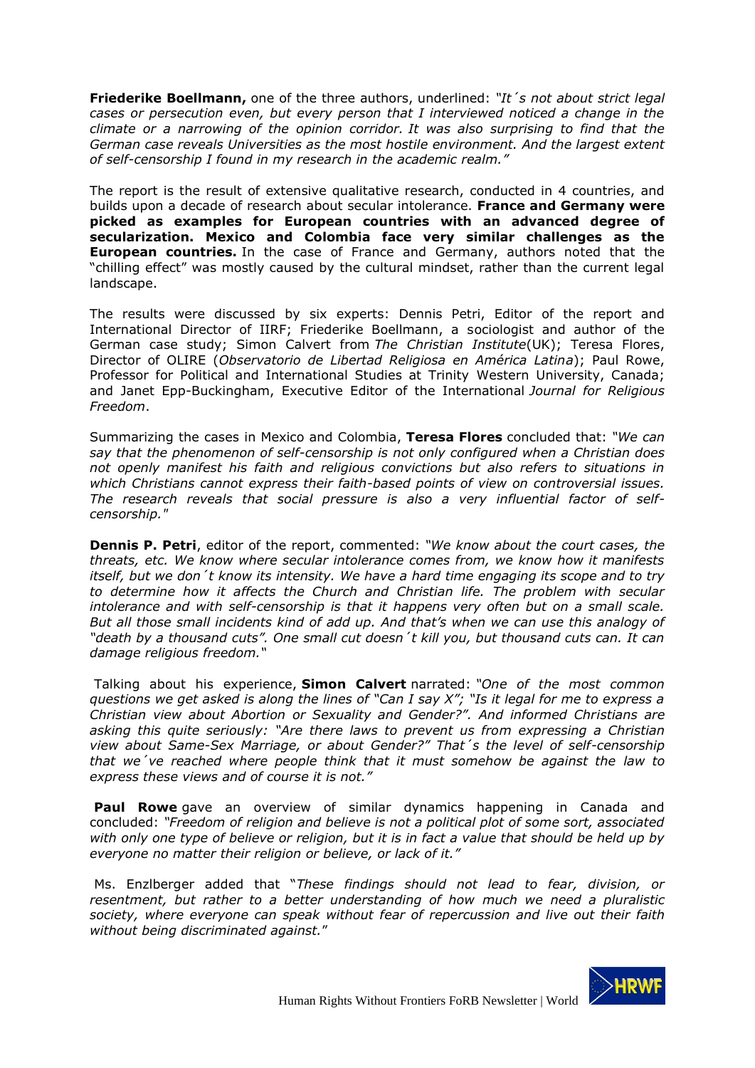**Friederike Boellmann,** one of the three authors, underlined: *"It´s not about strict legal cases or persecution even, but every person that I interviewed noticed a change in the climate or a narrowing of the opinion corridor. It was also surprising to find that the German case reveals Universities as the most hostile environment. And the largest extent of self-censorship I found in my research in the academic realm."*

The report is the result of extensive qualitative research, conducted in 4 countries, and builds upon a decade of research about secular intolerance. **France and Germany were picked as examples for European countries with an advanced degree of secularization. Mexico and Colombia face very similar challenges as the European countries.** In the case of France and Germany, authors noted that the "chilling effect" was mostly caused by the cultural mindset, rather than the current legal landscape.

The results were discussed by six experts: Dennis Petri, Editor of the report and International Director of IIRF; Friederike Boellmann, a sociologist and author of the German case study; Simon Calvert from *The Christian Institute*(UK); Teresa Flores, Director of OLIRE (*Observatorio de Libertad Religiosa en América Latina*); Paul Rowe, Professor for Political and International Studies at Trinity Western University, Canada; and Janet Epp-Buckingham, Executive Editor of the International *Journal for Religious Freedom*.

Summarizing the cases in Mexico and Colombia, **Teresa Flores** concluded that: *"We can say that the phenomenon of self-censorship is not only configured when a Christian does not openly manifest his faith and religious convictions but also refers to situations in which Christians cannot express their faith-based points of view on controversial issues. The research reveals that social pressure is also a very influential factor of self-censorship."*

**Dennis P. Petri**, editor of the report, commented: *"We know about the court cases, the threats, etc. We know where secular intolerance comes from, we know how it manifests itself, but we don´t know its intensity. We have a hard time engaging its scope and to try to determine how it affects the Church and Christian life. The problem with secular intolerance and with self-censorship is that it happens very often but on a small scale. But all those small incidents kind of add up. And that's when we can use this analogy of "death by a thousand cuts". One small cut doesn´t kill you, but thousand cuts can. It can damage religious freedom."*

Talking about his experience, **Simon Calvert** narrated: *"One of the most common questions we get asked is along the lines of "Can I say X"; "Is it legal for me to express a Christian view about Abortion or Sexuality and Gender?". And informed Christians are asking this quite seriously: "Are there laws to prevent us from expressing a Christian view about Same-Sex Marriage, or about Gender?" That´s the level of self-censorship that we´ve reached where people think that it must somehow be against the law to express these views and of course it is not."*

**Paul Rowe** gave an overview of similar dynamics happening in Canada and concluded: *"Freedom of religion and believe is not a political plot of some sort, associated with only one type of believe or religion, but it is in fact a value that should be held up by everyone no matter their religion or believe, or lack of it."*

Ms. Enzlberger added that "*These findings should not lead to fear, division, or resentment, but rather to a better understanding of how much we need a pluralistic society, where everyone can speak without fear of repercussion and live out their faith without being discriminated against.*"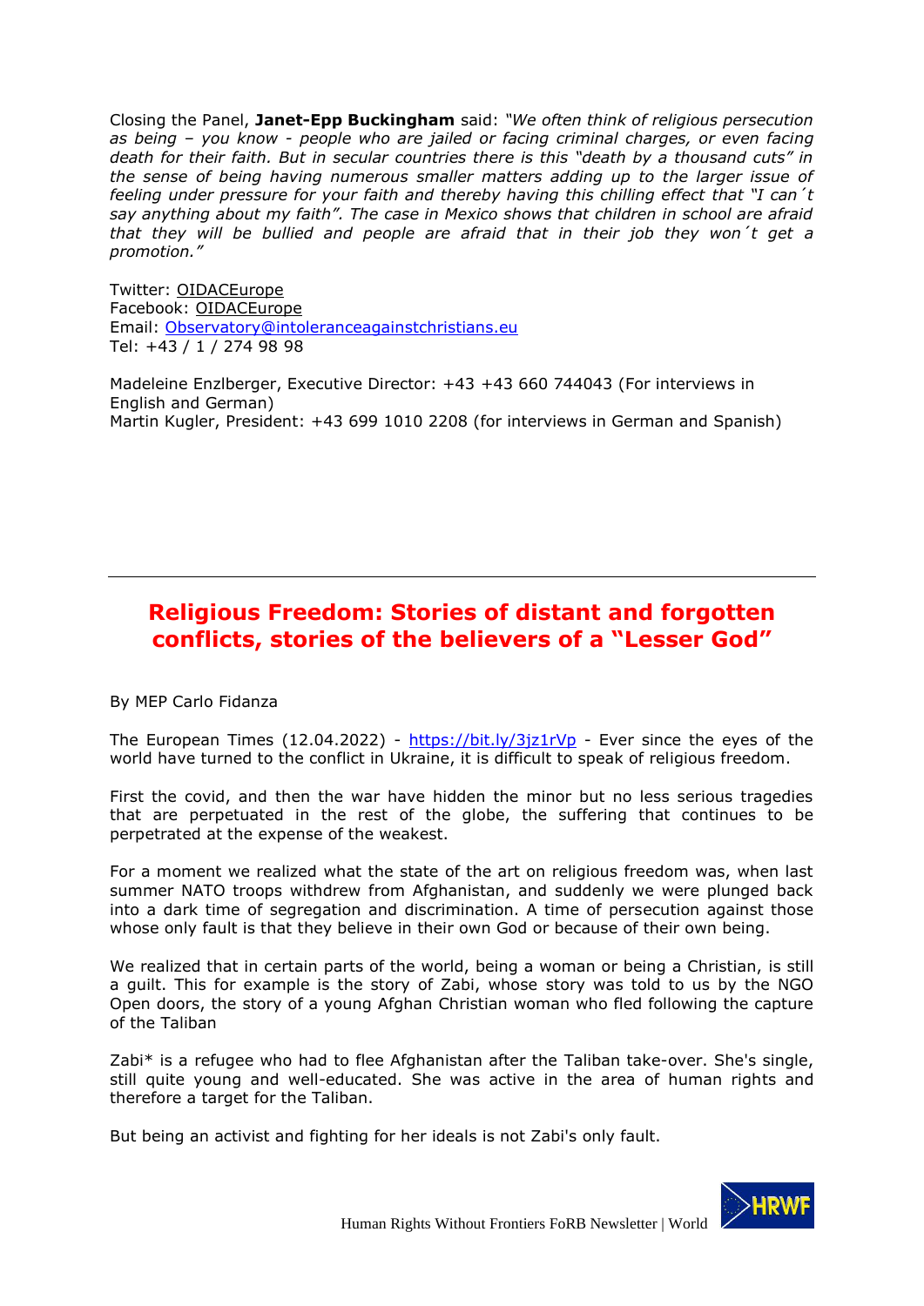Closing the Panel, **Janet-Epp Buckingham** said: *"We often think of religious persecution as being – you know - people who are jailed or facing criminal charges, or even facing death for their faith. But in secular countries there is this "death by a thousand cuts" in the sense of being having numerous smaller matters adding up to the larger issue of feeling under pressure for your faith and thereby having this chilling effect that "I can´t say anything about my faith". The case in Mexico shows that children in school are afraid that they will be bullied and people are afraid that in their job they won´t get a promotion."*

Twitter: OIDACEurope
Facebook: OIDACEurope
Email: Observatory@intoleranceagainstchristians.eu
Tel: +43 / 1 / 274 98 98

Madeleine Enzlberger, Executive Director: +43 +43 660 744043 (For interviews in English and German)
Martin Kugler, President: +43 699 1010 2208 (for interviews in German and Spanish)

---

## Religious Freedom: Stories of distant and forgotten conflicts, stories of the believers of a "Lesser God"

By MEP Carlo Fidanza

The European Times (12.04.2022) - https://bit.ly/3jz1rVp - Ever since the eyes of the world have turned to the conflict in Ukraine, it is difficult to speak of religious freedom.

First the covid, and then the war have hidden the minor but no less serious tragedies that are perpetuated in the rest of the globe, the suffering that continues to be perpetrated at the expense of the weakest.

For a moment we realized what the state of the art on religious freedom was, when last summer NATO troops withdrew from Afghanistan, and suddenly we were plunged back into a dark time of segregation and discrimination. A time of persecution against those whose only fault is that they believe in their own God or because of their own being.

We realized that in certain parts of the world, being a woman or being a Christian, is still a guilt. This for example is the story of Zabi, whose story was told to us by the NGO Open doors, the story of a young Afghan Christian woman who fled following the capture of the Taliban

Zabi* is a refugee who had to flee Afghanistan after the Taliban take-over. She's single, still quite young and well-educated. She was active in the area of human rights and therefore a target for the Taliban.

But being an activist and fighting for her ideals is not Zabi's only fault.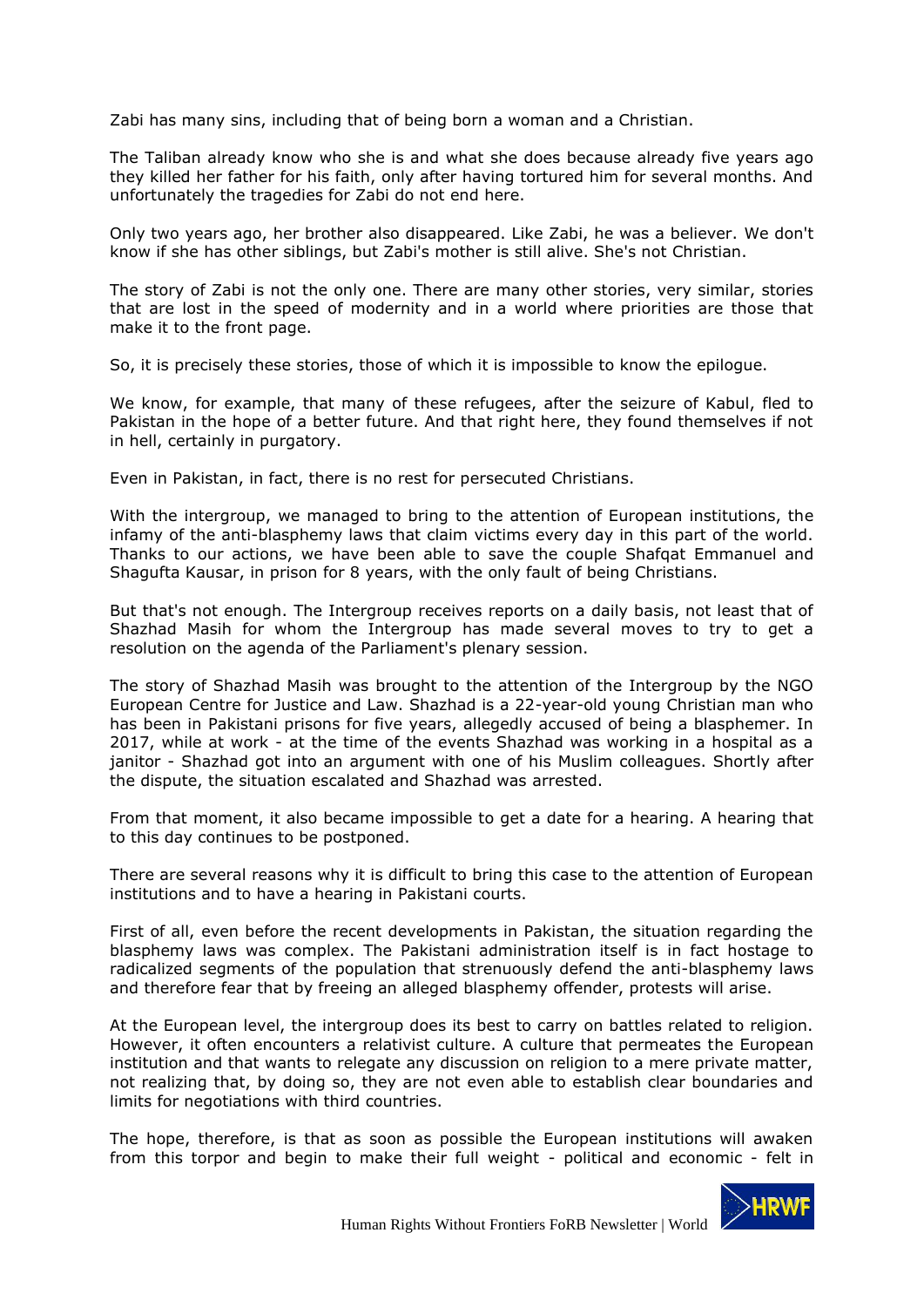Zabi has many sins, including that of being born a woman and a Christian.

The Taliban already know who she is and what she does because already five years ago they killed her father for his faith, only after having tortured him for several months. And unfortunately the tragedies for Zabi do not end here.

Only two years ago, her brother also disappeared. Like Zabi, he was a believer. We don't know if she has other siblings, but Zabi's mother is still alive. She's not Christian.

The story of Zabi is not the only one. There are many other stories, very similar, stories that are lost in the speed of modernity and in a world where priorities are those that make it to the front page.

So, it is precisely these stories, those of which it is impossible to know the epilogue.

We know, for example, that many of these refugees, after the seizure of Kabul, fled to Pakistan in the hope of a better future. And that right here, they found themselves if not in hell, certainly in purgatory.

Even in Pakistan, in fact, there is no rest for persecuted Christians.

With the intergroup, we managed to bring to the attention of European institutions, the infamy of the anti-blasphemy laws that claim victims every day in this part of the world. Thanks to our actions, we have been able to save the couple Shafqat Emmanuel and Shagufta Kausar, in prison for 8 years, with the only fault of being Christians.

But that's not enough. The Intergroup receives reports on a daily basis, not least that of Shazhad Masih for whom the Intergroup has made several moves to try to get a resolution on the agenda of the Parliament's plenary session.

The story of Shazhad Masih was brought to the attention of the Intergroup by the NGO European Centre for Justice and Law. Shazhad is a 22-year-old young Christian man who has been in Pakistani prisons for five years, allegedly accused of being a blasphemer. In 2017, while at work - at the time of the events Shazhad was working in a hospital as a janitor - Shazhad got into an argument with one of his Muslim colleagues. Shortly after the dispute, the situation escalated and Shazhad was arrested.

From that moment, it also became impossible to get a date for a hearing. A hearing that to this day continues to be postponed.

There are several reasons why it is difficult to bring this case to the attention of European institutions and to have a hearing in Pakistani courts.

First of all, even before the recent developments in Pakistan, the situation regarding the blasphemy laws was complex. The Pakistani administration itself is in fact hostage to radicalized segments of the population that strenuously defend the anti-blasphemy laws and therefore fear that by freeing an alleged blasphemy offender, protests will arise.

At the European level, the intergroup does its best to carry on battles related to religion. However, it often encounters a relativist culture. A culture that permeates the European institution and that wants to relegate any discussion on religion to a mere private matter, not realizing that, by doing so, they are not even able to establish clear boundaries and limits for negotiations with third countries.

The hope, therefore, is that as soon as possible the European institutions will awaken from this torpor and begin to make their full weight - political and economic - felt in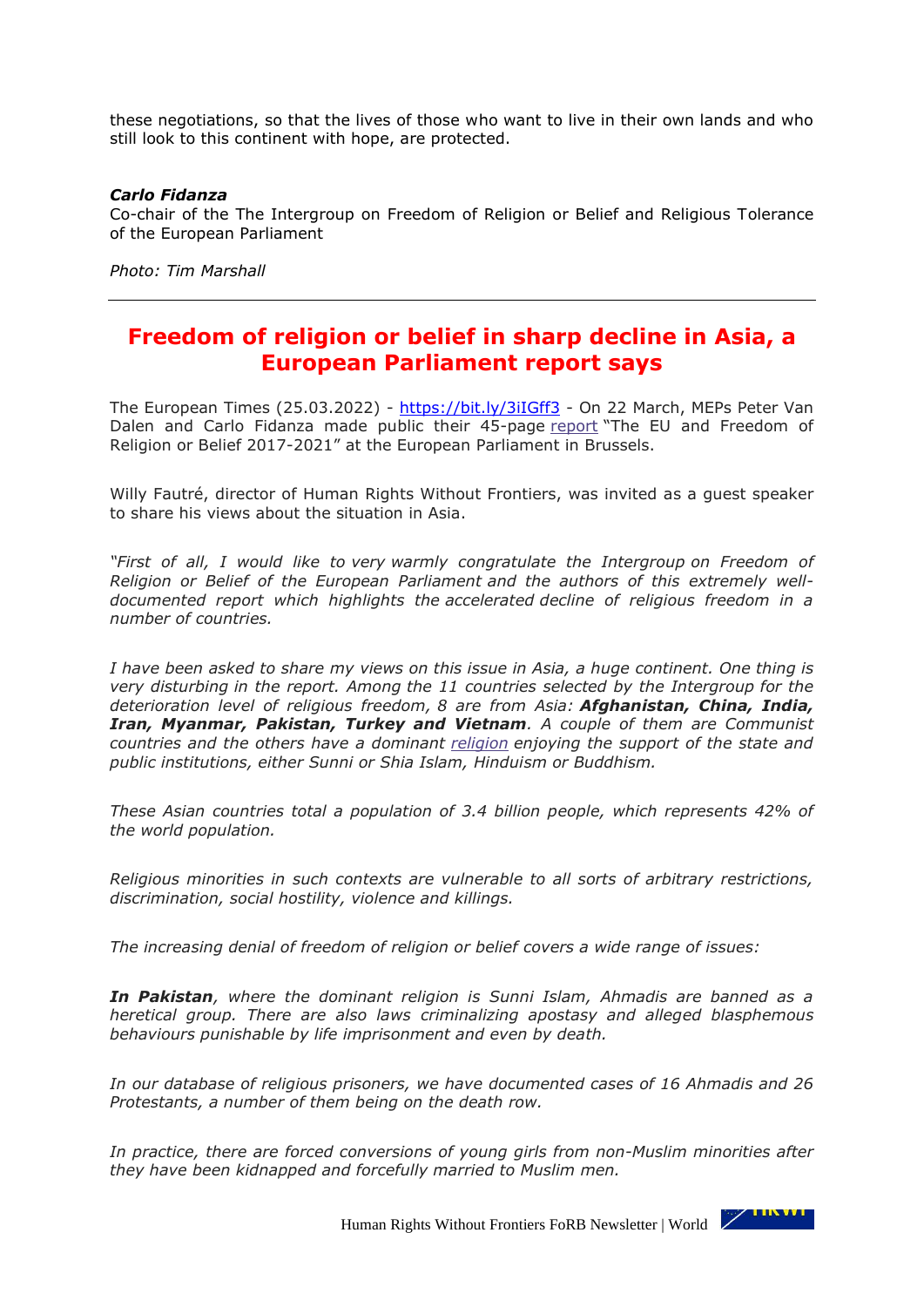these negotiations, so that the lives of those who want to live in their own lands and who still look to this continent with hope, are protected.

***Carlo Fidanza***
Co-chair of the The Intergroup on Freedom of Religion or Belief and Religious Tolerance of the European Parliament

*Photo: Tim Marshall*

---

## Freedom of religion or belief in sharp decline in Asia, a European Parliament report says

The European Times (25.03.2022) - https://bit.ly/3iIGff3 - On 22 March, MEPs Peter Van Dalen and Carlo Fidanza made public their 45-page report "The EU and Freedom of Religion or Belief 2017-2021" at the European Parliament in Brussels.

Willy Fautré, director of Human Rights Without Frontiers, was invited as a guest speaker to share his views about the situation in Asia.

*"First of all, I would like to very warmly congratulate the Intergroup on Freedom of Religion or Belief of the European Parliament and the authors of this extremely well-documented report which highlights the accelerated decline of religious freedom in a number of countries.*

*I have been asked to share my views on this issue in Asia, a huge continent. One thing is very disturbing in the report. Among the 11 countries selected by the Intergroup for the deterioration level of religious freedom, 8 are from Asia:* ***Afghanistan, China, India, Iran, Myanmar, Pakistan, Turkey and Vietnam****. A couple of them are Communist countries and the others have a dominant religion enjoying the support of the state and public institutions, either Sunni or Shia Islam, Hinduism or Buddhism.*

*These Asian countries total a population of 3.4 billion people, which represents 42% of the world population.*

*Religious minorities in such contexts are vulnerable to all sorts of arbitrary restrictions, discrimination, social hostility, violence and killings.*

*The increasing denial of freedom of religion or belief covers a wide range of issues:*

***In Pakistan****, where the dominant religion is Sunni Islam, Ahmadis are banned as a heretical group. There are also laws criminalizing apostasy and alleged blasphemous behaviours punishable by life imprisonment and even by death.*

*In our database of religious prisoners, we have documented cases of 16 Ahmadis and 26 Protestants, a number of them being on the death row.*

*In practice, there are forced conversions of young girls from non-Muslim minorities after they have been kidnapped and forcefully married to Muslim men.*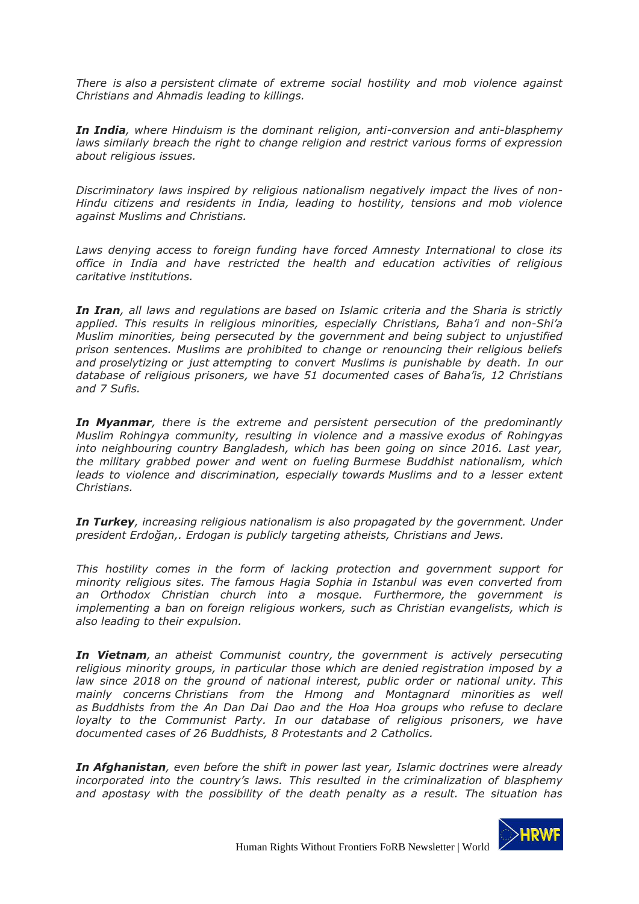*There is also a persistent climate of extreme social hostility and mob violence against Christians and Ahmadis leading to killings.*

***In India**, where Hinduism is the dominant religion, anti-conversion and anti-blasphemy laws similarly breach the right to change religion and restrict various forms of expression about religious issues.*

*Discriminatory laws inspired by religious nationalism negatively impact the lives of non-Hindu citizens and residents in India, leading to hostility, tensions and mob violence against Muslims and Christians.*

*Laws denying access to foreign funding have forced Amnesty International to close its office in India and have restricted the health and education activities of religious caritative institutions.*

***In Iran**, all laws and regulations are based on Islamic criteria and the Sharia is strictly applied. This results in religious minorities, especially Christians, Baha'i and non-Shi'a Muslim minorities, being persecuted by the government and being subject to unjustified prison sentences. Muslims are prohibited to change or renouncing their religious beliefs and proselytizing or just attempting to convert Muslims is punishable by death. In our database of religious prisoners, we have 51 documented cases of Baha'is, 12 Christians and 7 Sufis.*

***In Myanmar**, there is the extreme and persistent persecution of the predominantly Muslim Rohingya community, resulting in violence and a massive exodus of Rohingyas into neighbouring country Bangladesh, which has been going on since 2016. Last year, the military grabbed power and went on fueling Burmese Buddhist nationalism, which leads to violence and discrimination, especially towards Muslims and to a lesser extent Christians.*

***In Turkey**, increasing religious nationalism is also propagated by the government. Under president Erdoğan,. Erdogan is publicly targeting atheists, Christians and Jews.*

*This hostility comes in the form of lacking protection and government support for minority religious sites. The famous Hagia Sophia in Istanbul was even converted from an Orthodox Christian church into a mosque. Furthermore, the government is implementing a ban on foreign religious workers, such as Christian evangelists, which is also leading to their expulsion.*

***In Vietnam**, an atheist Communist country, the government is actively persecuting religious minority groups, in particular those which are denied registration imposed by a law since 2018 on the ground of national interest, public order or national unity. This mainly concerns Christians from the Hmong and Montagnard minorities as well as Buddhists from the An Dan Dai Dao and the Hoa Hoa groups who refuse to declare loyalty to the Communist Party. In our database of religious prisoners, we have documented cases of 26 Buddhists, 8 Protestants and 2 Catholics.*

***In Afghanistan**, even before the shift in power last year, Islamic doctrines were already incorporated into the country's laws. This resulted in the criminalization of blasphemy and apostasy with the possibility of the death penalty as a result. The situation has*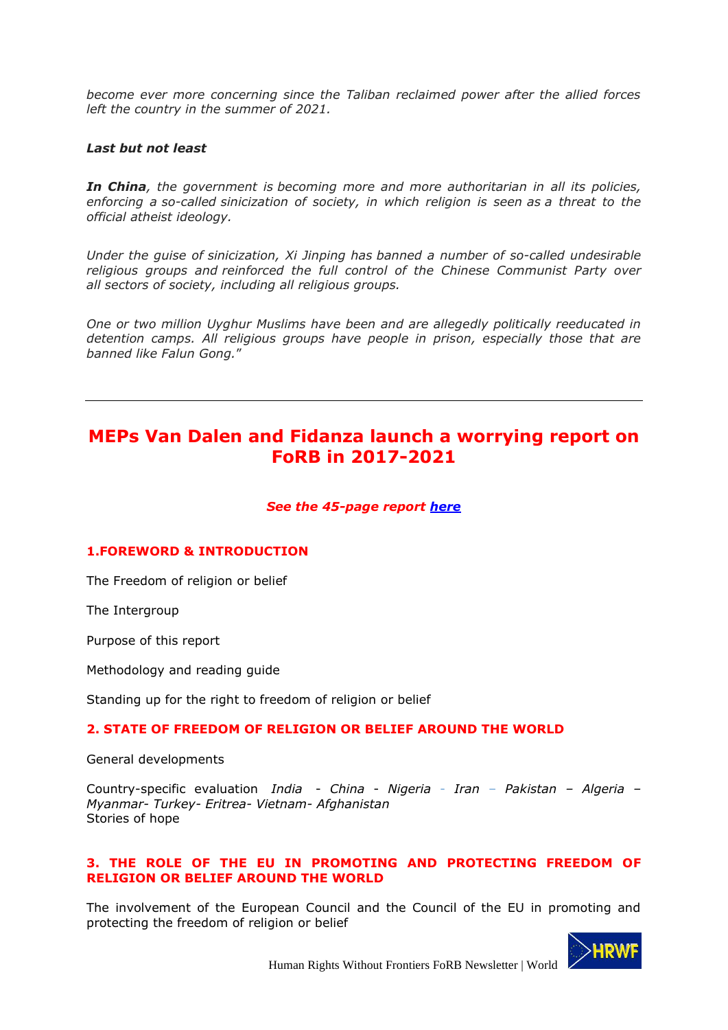*become ever more concerning since the Taliban reclaimed power after the allied forces left the country in the summer of 2021.*

***Last but not least***

***In China****, the government is becoming more and more authoritarian in all its policies, enforcing a so-called sinicization of society, in which religion is seen as a threat to the official atheist ideology.*

*Under the guise of sinicization, Xi Jinping has banned a number of so-called undesirable religious groups and reinforced the full control of the Chinese Communist Party over all sectors of society, including all religious groups.*

*One or two million Uyghur Muslims have been and are allegedly politically reeducated in detention camps. All religious groups have people in prison, especially those that are banned like Falun Gong.*"

---

# MEPs Van Dalen and Fidanza launch a worrying report on FoRB in 2017-2021

***See the 45-page report [here](here)***

### 1.FOREWORD & INTRODUCTION

The Freedom of religion or belief

The Intergroup

Purpose of this report

Methodology and reading guide

Standing up for the right to freedom of religion or belief

### 2. STATE OF FREEDOM OF RELIGION OR BELIEF AROUND THE WORLD

General developments

Country-specific evaluation *India - China - Nigeria - Iran – Pakistan – Algeria – Myanmar- Turkey- Eritrea- Vietnam- Afghanistan*
Stories of hope

### 3. THE ROLE OF THE EU IN PROMOTING AND PROTECTING FREEDOM OF RELIGION OR BELIEF AROUND THE WORLD

The involvement of the European Council and the Council of the EU in promoting and protecting the freedom of religion or belief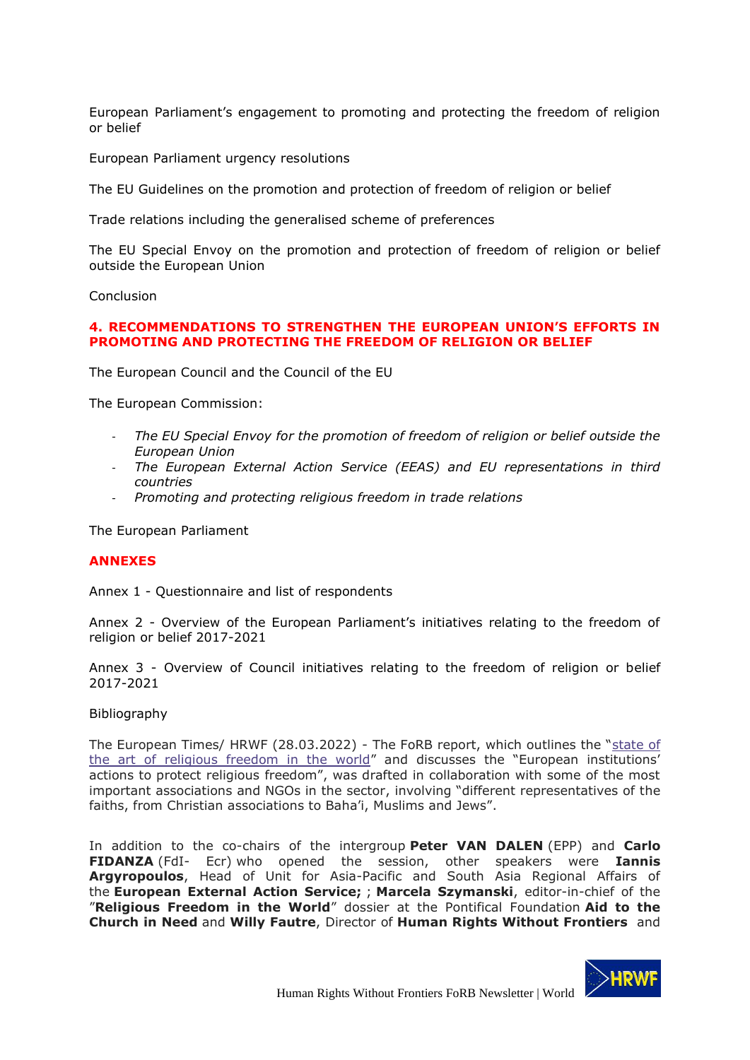European Parliament's engagement to promoting and protecting the freedom of religion or belief

European Parliament urgency resolutions

The EU Guidelines on the promotion and protection of freedom of religion or belief

Trade relations including the generalised scheme of preferences

The EU Special Envoy on the promotion and protection of freedom of religion or belief outside the European Union

Conclusion

**4. RECOMMENDATIONS TO STRENGTHEN THE EUROPEAN UNION'S EFFORTS IN PROMOTING AND PROTECTING THE FREEDOM OF RELIGION OR BELIEF**

The European Council and the Council of the EU

The European Commission:

- *The EU Special Envoy for the promotion of freedom of religion or belief outside the European Union*
- *The European External Action Service (EEAS) and EU representations in third countries*
- *Promoting and protecting religious freedom in trade relations*

The European Parliament

**ANNEXES**

Annex 1 - Questionnaire and list of respondents

Annex 2 - Overview of the European Parliament's initiatives relating to the freedom of religion or belief 2017-2021

Annex 3 - Overview of Council initiatives relating to the freedom of religion or belief 2017-2021

Bibliography

The European Times/ HRWF (28.03.2022) - The FoRB report, which outlines the "state of the art of religious freedom in the world" and discusses the "European institutions' actions to protect religious freedom", was drafted in collaboration with some of the most important associations and NGOs in the sector, involving "different representatives of the faiths, from Christian associations to Baha'i, Muslims and Jews".

In addition to the co-chairs of the intergroup **Peter VAN DALEN** (EPP) and **Carlo FIDANZA** (FdI- Ecr) who opened the session, other speakers were **Iannis Argyropoulos**, Head of Unit for Asia-Pacific and South Asia Regional Affairs of the **European External Action Service;** ; **Marcela Szymanski**, editor-in-chief of the "**Religious Freedom in the World**" dossier at the Pontifical Foundation **Aid to the Church in Need** and **Willy Fautre**, Director of **Human Rights Without Frontiers** and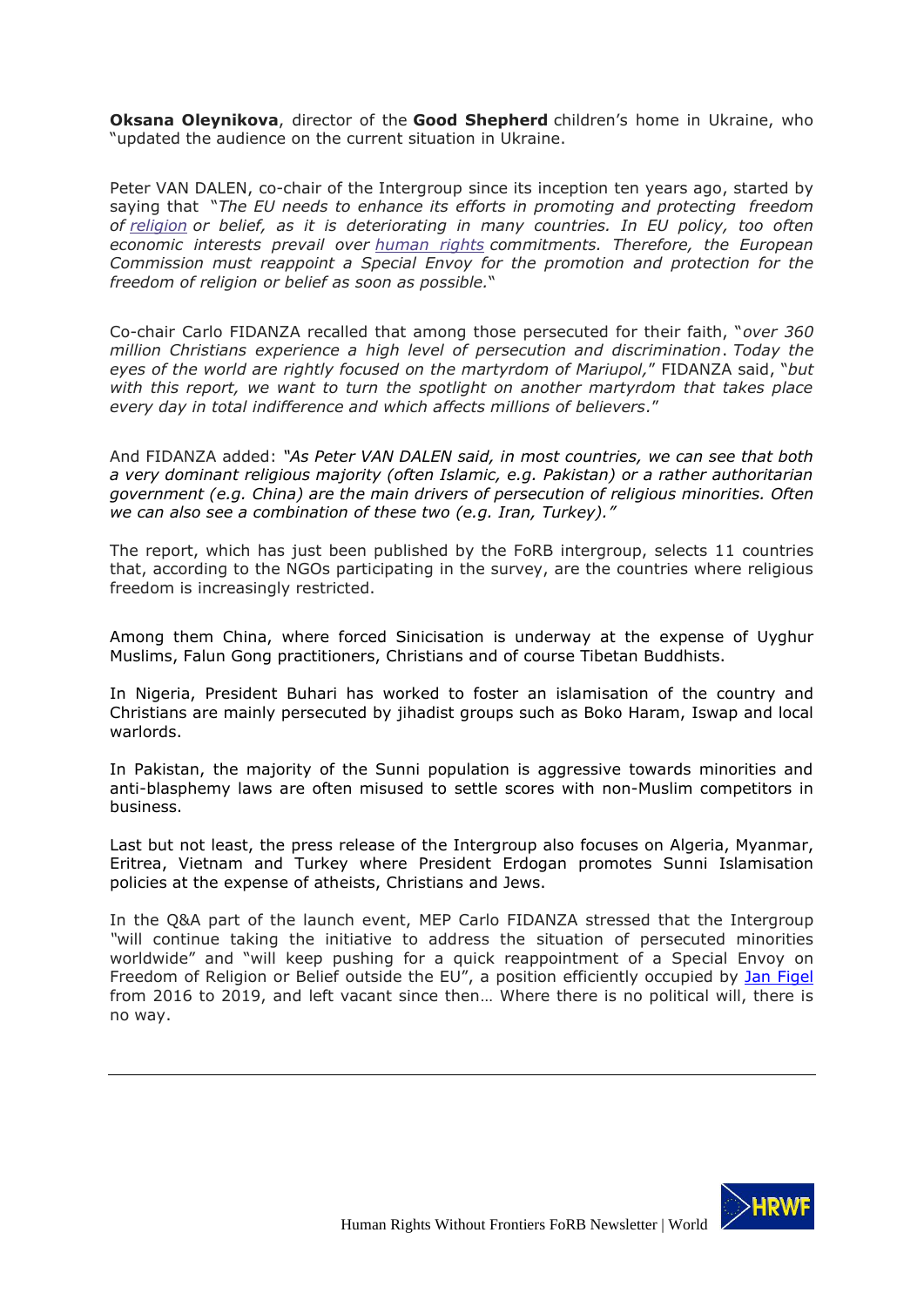**Oksana Oleynikova**, director of the **Good Shepherd** children's home in Ukraine, who "updated the audience on the current situation in Ukraine.

Peter VAN DALEN, co-chair of the Intergroup since its inception ten years ago, started by saying that "*The EU needs to enhance its efforts in promoting and protecting freedom of religion or belief, as it is deteriorating in many countries. In EU policy, too often economic interests prevail over human rights commitments. Therefore, the European Commission must reappoint a Special Envoy for the promotion and protection for the freedom of religion or belief as soon as possible.*"

Co-chair Carlo FIDANZA recalled that among those persecuted for their faith, "*over 360 million Christians experience a high level of persecution and discrimination*. *Today the eyes of the world are rightly focused on the martyrdom of Mariupol,*" FIDANZA said, "*but with this report, we want to turn the spotlight on another martyrdom that takes place every day in total indifference and which affects millions of believers*."

And FIDANZA added: *"As Peter VAN DALEN said, in most countries, we can see that both a very dominant religious majority (often Islamic, e.g. Pakistan) or a rather authoritarian government (e.g. China) are the main drivers of persecution of religious minorities. Often we can also see a combination of these two (e.g. Iran, Turkey)."*

The report, which has just been published by the FoRB intergroup, selects 11 countries that, according to the NGOs participating in the survey, are the countries where religious freedom is increasingly restricted.

Among them China, where forced Sinicisation is underway at the expense of Uyghur Muslims, Falun Gong practitioners, Christians and of course Tibetan Buddhists.

In Nigeria, President Buhari has worked to foster an islamisation of the country and Christians are mainly persecuted by jihadist groups such as Boko Haram, Iswap and local warlords.

In Pakistan, the majority of the Sunni population is aggressive towards minorities and anti-blasphemy laws are often misused to settle scores with non-Muslim competitors in business.

Last but not least, the press release of the Intergroup also focuses on Algeria, Myanmar, Eritrea, Vietnam and Turkey where President Erdogan promotes Sunni Islamisation policies at the expense of atheists, Christians and Jews.

In the Q&A part of the launch event, MEP Carlo FIDANZA stressed that the Intergroup "will continue taking the initiative to address the situation of persecuted minorities worldwide" and "will keep pushing for a quick reappointment of a Special Envoy on Freedom of Religion or Belief outside the EU", a position efficiently occupied by Jan Figel from 2016 to 2019, and left vacant since then… Where there is no political will, there is no way.

---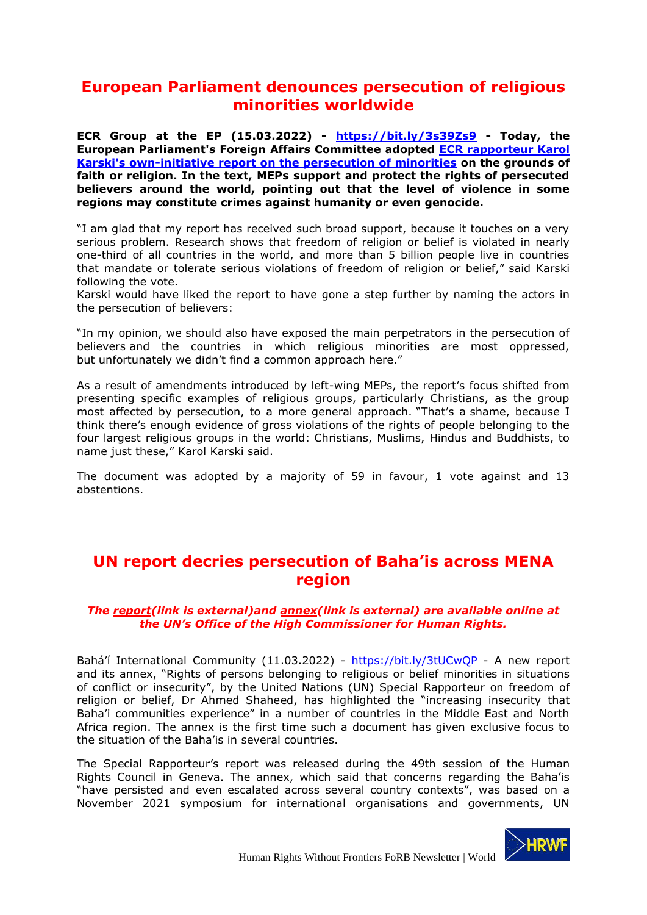## European Parliament denounces persecution of religious minorities worldwide

**ECR Group at the EP (15.03.2022) - https://bit.ly/3s39Zs9 - Today, the European Parliament's Foreign Affairs Committee adopted ECR rapporteur Karol Karski's own-initiative report on the persecution of minorities on the grounds of faith or religion. In the text, MEPs support and protect the rights of persecuted believers around the world, pointing out that the level of violence in some regions may constitute crimes against humanity or even genocide.**

"I am glad that my report has received such broad support, because it touches on a very serious problem. Research shows that freedom of religion or belief is violated in nearly one-third of all countries in the world, and more than 5 billion people live in countries that mandate or tolerate serious violations of freedom of religion or belief," said Karski following the vote.
Karski would have liked the report to have gone a step further by naming the actors in the persecution of believers:

"In my opinion, we should also have exposed the main perpetrators in the persecution of believers and the countries in which religious minorities are most oppressed, but unfortunately we didn't find a common approach here."

As a result of amendments introduced by left-wing MEPs, the report's focus shifted from presenting specific examples of religious groups, particularly Christians, as the group most affected by persecution, to a more general approach. "That's a shame, because I think there's enough evidence of gross violations of the rights of people belonging to the four largest religious groups in the world: Christians, Muslims, Hindus and Buddhists, to name just these," Karol Karski said.

The document was adopted by a majority of 59 in favour, 1 vote against and 13 abstentions.

---

## UN report decries persecution of Baha'is across MENA region

***The report(link is external)and annex(link is external) are available online at the UN's Office of the High Commissioner for Human Rights.***

Bahá'í International Community (11.03.2022) - https://bit.ly/3tUCwQP - A new report and its annex, "Rights of persons belonging to religious or belief minorities in situations of conflict or insecurity", by the United Nations (UN) Special Rapporteur on freedom of religion or belief, Dr Ahmed Shaheed, has highlighted the "increasing insecurity that Baha'i communities experience" in a number of countries in the Middle East and North Africa region. The annex is the first time such a document has given exclusive focus to the situation of the Baha'is in several countries.

The Special Rapporteur's report was released during the 49th session of the Human Rights Council in Geneva. The annex, which said that concerns regarding the Baha'is "have persisted and even escalated across several country contexts", was based on a November 2021 symposium for international organisations and governments, UN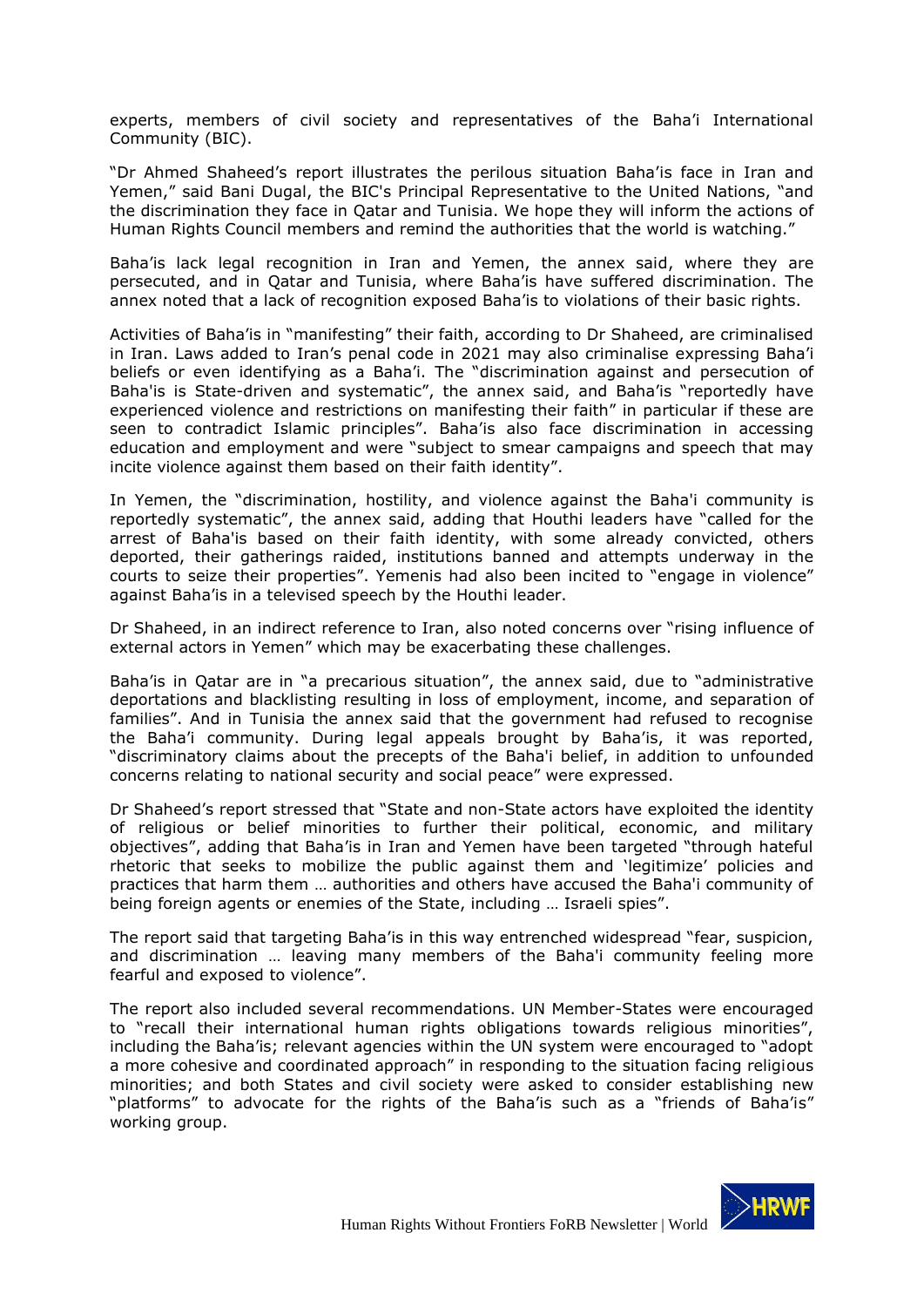experts, members of civil society and representatives of the Baha'i International Community (BIC).

"Dr Ahmed Shaheed's report illustrates the perilous situation Baha'is face in Iran and Yemen," said Bani Dugal, the BIC's Principal Representative to the United Nations, "and the discrimination they face in Qatar and Tunisia. We hope they will inform the actions of Human Rights Council members and remind the authorities that the world is watching."

Baha'is lack legal recognition in Iran and Yemen, the annex said, where they are persecuted, and in Qatar and Tunisia, where Baha'is have suffered discrimination. The annex noted that a lack of recognition exposed Baha'is to violations of their basic rights.

Activities of Baha'is in "manifesting" their faith, according to Dr Shaheed, are criminalised in Iran. Laws added to Iran's penal code in 2021 may also criminalise expressing Baha'i beliefs or even identifying as a Baha'i. The "discrimination against and persecution of Baha'is is State-driven and systematic", the annex said, and Baha'is "reportedly have experienced violence and restrictions on manifesting their faith" in particular if these are seen to contradict Islamic principles". Baha'is also face discrimination in accessing education and employment and were "subject to smear campaigns and speech that may incite violence against them based on their faith identity".

In Yemen, the "discrimination, hostility, and violence against the Baha'i community is reportedly systematic", the annex said, adding that Houthi leaders have "called for the arrest of Baha'is based on their faith identity, with some already convicted, others deported, their gatherings raided, institutions banned and attempts underway in the courts to seize their properties". Yemenis had also been incited to "engage in violence" against Baha'is in a televised speech by the Houthi leader.

Dr Shaheed, in an indirect reference to Iran, also noted concerns over "rising influence of external actors in Yemen" which may be exacerbating these challenges.

Baha'is in Qatar are in "a precarious situation", the annex said, due to "administrative deportations and blacklisting resulting in loss of employment, income, and separation of families". And in Tunisia the annex said that the government had refused to recognise the Baha'i community. During legal appeals brought by Baha'is, it was reported, "discriminatory claims about the precepts of the Baha'i belief, in addition to unfounded concerns relating to national security and social peace" were expressed.

Dr Shaheed's report stressed that "State and non-State actors have exploited the identity of religious or belief minorities to further their political, economic, and military objectives", adding that Baha'is in Iran and Yemen have been targeted "through hateful rhetoric that seeks to mobilize the public against them and 'legitimize' policies and practices that harm them … authorities and others have accused the Baha'i community of being foreign agents or enemies of the State, including … Israeli spies".

The report said that targeting Baha'is in this way entrenched widespread "fear, suspicion, and discrimination … leaving many members of the Baha'i community feeling more fearful and exposed to violence".

The report also included several recommendations. UN Member-States were encouraged to "recall their international human rights obligations towards religious minorities", including the Baha'is; relevant agencies within the UN system were encouraged to "adopt a more cohesive and coordinated approach" in responding to the situation facing religious minorities; and both States and civil society were asked to consider establishing new "platforms" to advocate for the rights of the Baha'is such as a "friends of Baha'is" working group.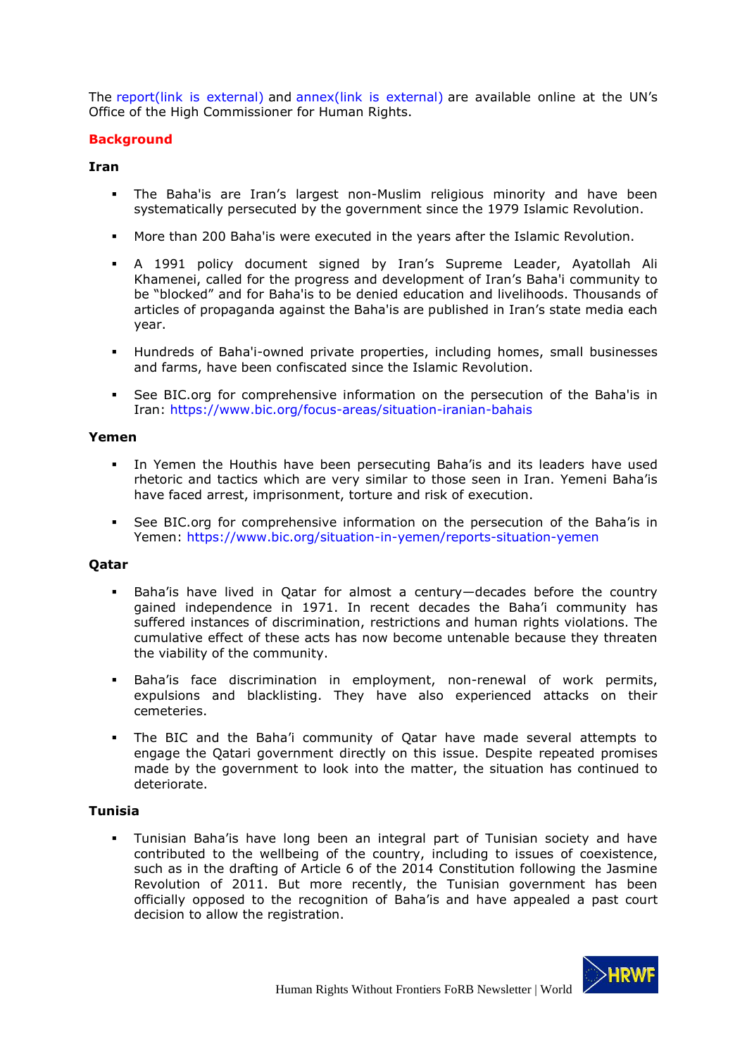The report(link is external) and annex(link is external) are available online at the UN's Office of the High Commissioner for Human Rights.

## Background

### Iran

- The Baha'is are Iran's largest non-Muslim religious minority and have been systematically persecuted by the government since the 1979 Islamic Revolution.
- More than 200 Baha'is were executed in the years after the Islamic Revolution.
- A 1991 policy document signed by Iran's Supreme Leader, Ayatollah Ali Khamenei, called for the progress and development of Iran's Baha'i community to be "blocked" and for Baha'is to be denied education and livelihoods. Thousands of articles of propaganda against the Baha'is are published in Iran's state media each year.
- Hundreds of Baha'i-owned private properties, including homes, small businesses and farms, have been confiscated since the Islamic Revolution.
- See BIC.org for comprehensive information on the persecution of the Baha'is in Iran: https://www.bic.org/focus-areas/situation-iranian-bahais

### Yemen

- In Yemen the Houthis have been persecuting Baha'is and its leaders have used rhetoric and tactics which are very similar to those seen in Iran. Yemeni Baha'is have faced arrest, imprisonment, torture and risk of execution.
- See BIC.org for comprehensive information on the persecution of the Baha'is in Yemen: https://www.bic.org/situation-in-yemen/reports-situation-yemen

### Qatar

- Baha'is have lived in Qatar for almost a century—decades before the country gained independence in 1971. In recent decades the Baha'i community has suffered instances of discrimination, restrictions and human rights violations. The cumulative effect of these acts has now become untenable because they threaten the viability of the community.
- Baha'is face discrimination in employment, non-renewal of work permits, expulsions and blacklisting. They have also experienced attacks on their cemeteries.
- The BIC and the Baha'i community of Qatar have made several attempts to engage the Qatari government directly on this issue. Despite repeated promises made by the government to look into the matter, the situation has continued to deteriorate.

### Tunisia

- Tunisian Baha'is have long been an integral part of Tunisian society and have contributed to the wellbeing of the country, including to issues of coexistence, such as in the drafting of Article 6 of the 2014 Constitution following the Jasmine Revolution of 2011. But more recently, the Tunisian government has been officially opposed to the recognition of Baha'is and have appealed a past court decision to allow the registration.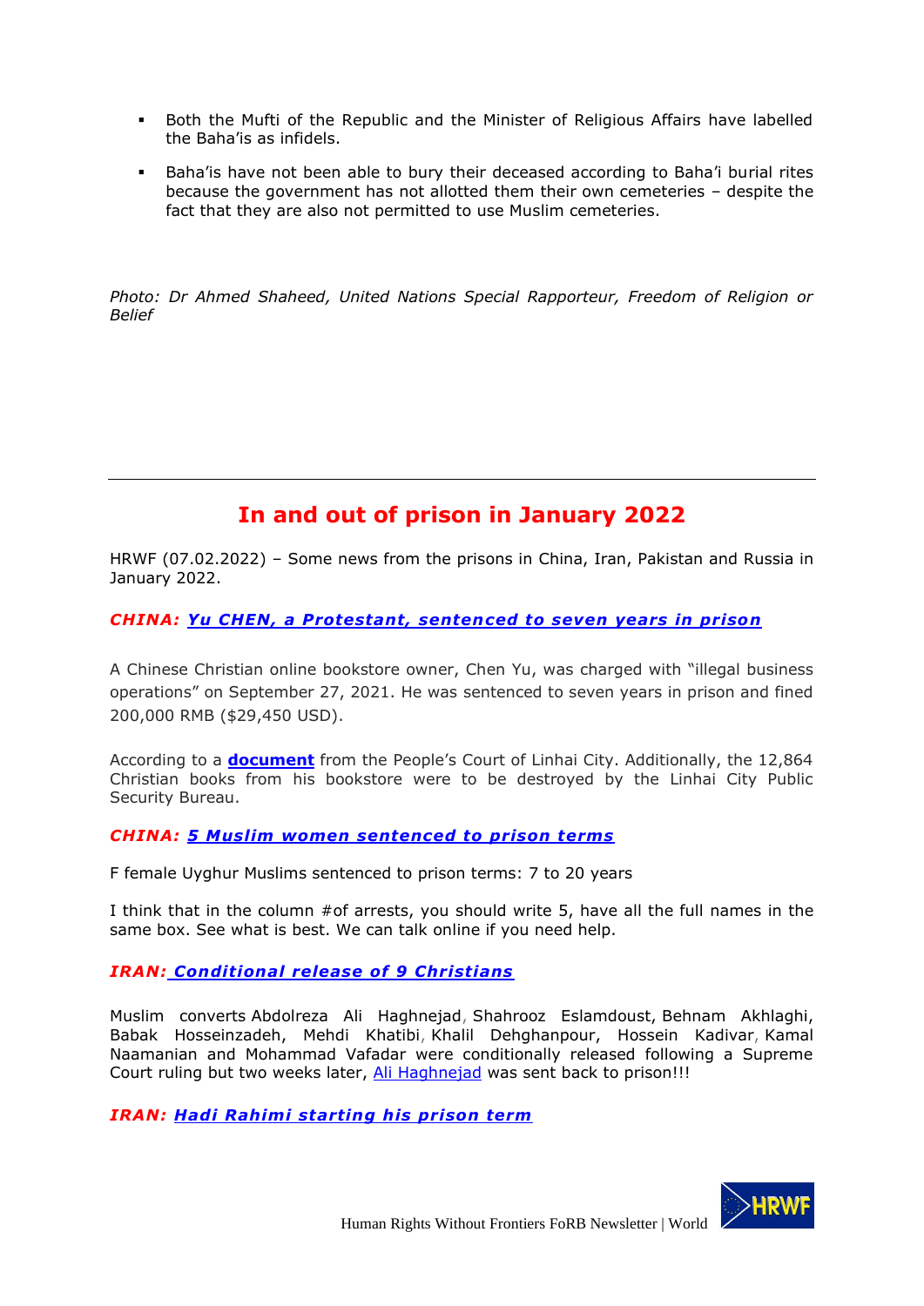- Both the Mufti of the Republic and the Minister of Religious Affairs have labelled the Baha'is as infidels.
- Baha'is have not been able to bury their deceased according to Baha'i burial rites because the government has not allotted them their own cemeteries – despite the fact that they are also not permitted to use Muslim cemeteries.

*Photo: Dr Ahmed Shaheed, United Nations Special Rapporteur, Freedom of Religion or Belief*

---

## In and out of prison in January 2022

HRWF (07.02.2022) – Some news from the prisons in China, Iran, Pakistan and Russia in January 2022.

### ***CHINA: Yu CHEN, a Protestant, sentenced to seven years in prison***

A Chinese Christian online bookstore owner, Chen Yu, was charged with "illegal business operations" on September 27, 2021. He was sentenced to seven years in prison and fined 200,000 RMB ($29,450 USD).

According to a **document** from the People's Court of Linhai City. Additionally, the 12,864 Christian books from his bookstore were to be destroyed by the Linhai City Public Security Bureau.

### ***CHINA: 5 Muslim women sentenced to prison terms***

F female Uyghur Muslims sentenced to prison terms: 7 to 20 years

I think that in the column #of arrests, you should write 5, have all the full names in the same box. See what is best. We can talk online if you need help.

### ***IRAN: Conditional release of 9 Christians***

Muslim converts Abdolreza Ali Haghnejad, Shahrooz Eslamdoust, Behnam Akhlaghi, Babak Hosseinzadeh, Mehdi Khatibi, Khalil Dehghanpour, Hossein Kadivar, Kamal Naamanian and Mohammad Vafadar were conditionally released following a Supreme Court ruling but two weeks later, Ali Haghnejad was sent back to prison!!!

### ***IRAN: Hadi Rahimi starting his prison term***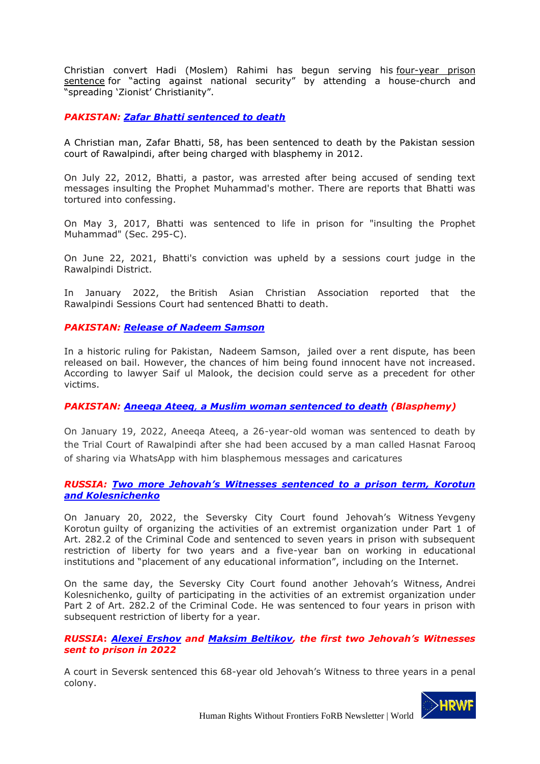Christian convert Hadi (Moslem) Rahimi has begun serving his four-year prison sentence for "acting against national security" by attending a house-church and "spreading 'Zionist' Christianity".

### ***PAKISTAN: Zafar Bhatti sentenced to death***

A Christian man, Zafar Bhatti, 58, has been sentenced to death by the Pakistan session court of Rawalpindi, after being charged with blasphemy in 2012.

On July 22, 2012, Bhatti, a pastor, was arrested after being accused of sending text messages insulting the Prophet Muhammad's mother. There are reports that Bhatti was tortured into confessing.

On May 3, 2017, Bhatti was sentenced to life in prison for "insulting the Prophet Muhammad" (Sec. 295-C).

On June 22, 2021, Bhatti's conviction was upheld by a sessions court judge in the Rawalpindi District.

In January 2022, the British Asian Christian Association reported that the Rawalpindi Sessions Court had sentenced Bhatti to death.

### ***PAKISTAN: Release of Nadeem Samson***

In a historic ruling for Pakistan, Nadeem Samson, jailed over a rent dispute, has been released on bail. However, the chances of him being found innocent have not increased. According to lawyer Saif ul Malook, the decision could serve as a precedent for other victims.

### ***PAKISTAN: Aneeqa Ateeq, a Muslim woman sentenced to death (Blasphemy)***

On January 19, 2022, Aneeqa Ateeq, a 26-year-old woman was sentenced to death by the Trial Court of Rawalpindi after she had been accused by a man called Hasnat Farooq of sharing via WhatsApp with him blasphemous messages and caricatures

### ***RUSSIA: Two more Jehovah's Witnesses sentenced to a prison term, Korotun and Kolesnichenko***

On January 20, 2022, the Seversky City Court found Jehovah's Witness Yevgeny Korotun guilty of organizing the activities of an extremist organization under Part 1 of Art. 282.2 of the Criminal Code and sentenced to seven years in prison with subsequent restriction of liberty for two years and a five-year ban on working in educational institutions and "placement of any educational information", including on the Internet.

On the same day, the Seversky City Court found another Jehovah's Witness, Andrei Kolesnichenko, guilty of participating in the activities of an extremist organization under Part 2 of Art. 282.2 of the Criminal Code. He was sentenced to four years in prison with subsequent restriction of liberty for a year.

### ***RUSSIA: Alexei Ershov and Maksim Beltikov, the first two Jehovah's Witnesses sent to prison in 2022***

A court in Seversk sentenced this 68-year old Jehovah's Witness to three years in a penal colony.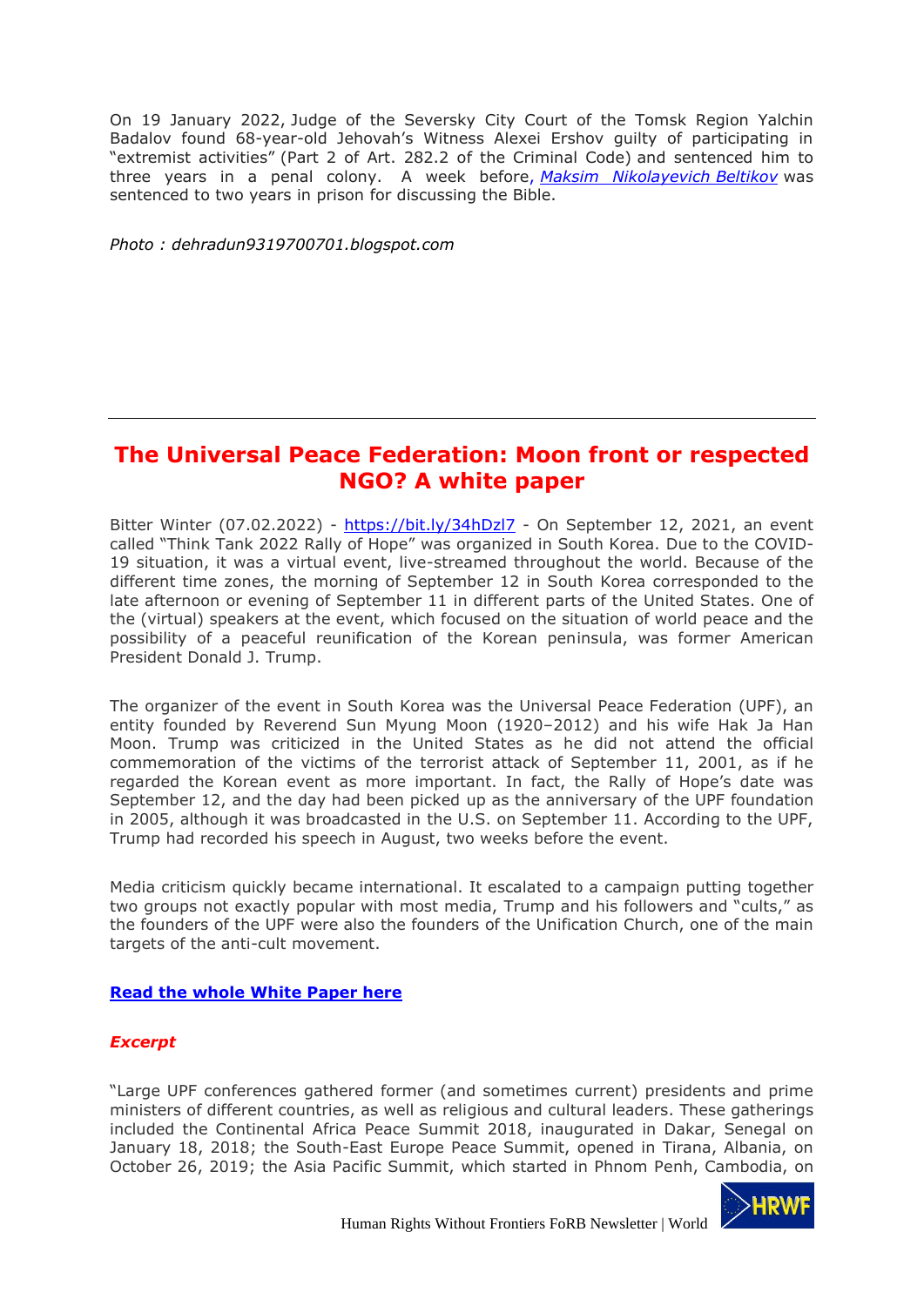On 19 January 2022, Judge of the Seversky City Court of the Tomsk Region Yalchin Badalov found 68-year-old Jehovah's Witness Alexei Ershov guilty of participating in "extremist activities" (Part 2 of Art. 282.2 of the Criminal Code) and sentenced him to three years in a penal colony. A week before, *Maksim Nikolayevich Beltikov* was sentenced to two years in prison for discussing the Bible.

*Photo : dehradun9319700701.blogspot.com*

---

## The Universal Peace Federation: Moon front or respected NGO? A white paper

Bitter Winter (07.02.2022) - https://bit.ly/34hDzl7 - On September 12, 2021, an event called "Think Tank 2022 Rally of Hope" was organized in South Korea. Due to the COVID-19 situation, it was a virtual event, live-streamed throughout the world. Because of the different time zones, the morning of September 12 in South Korea corresponded to the late afternoon or evening of September 11 in different parts of the United States. One of the (virtual) speakers at the event, which focused on the situation of world peace and the possibility of a peaceful reunification of the Korean peninsula, was former American President Donald J. Trump.

The organizer of the event in South Korea was the Universal Peace Federation (UPF), an entity founded by Reverend Sun Myung Moon (1920–2012) and his wife Hak Ja Han Moon. Trump was criticized in the United States as he did not attend the official commemoration of the victims of the terrorist attack of September 11, 2001, as if he regarded the Korean event as more important. In fact, the Rally of Hope's date was September 12, and the day had been picked up as the anniversary of the UPF foundation in 2005, although it was broadcasted in the U.S. on September 11. According to the UPF, Trump had recorded his speech in August, two weeks before the event.

Media criticism quickly became international. It escalated to a campaign putting together two groups not exactly popular with most media, Trump and his followers and "cults," as the founders of the UPF were also the founders of the Unification Church, one of the main targets of the anti-cult movement.

**Read the whole White Paper here**

***Excerpt***

"Large UPF conferences gathered former (and sometimes current) presidents and prime ministers of different countries, as well as religious and cultural leaders. These gatherings included the Continental Africa Peace Summit 2018, inaugurated in Dakar, Senegal on January 18, 2018; the South-East Europe Peace Summit, opened in Tirana, Albania, on October 26, 2019; the Asia Pacific Summit, which started in Phnom Penh, Cambodia, on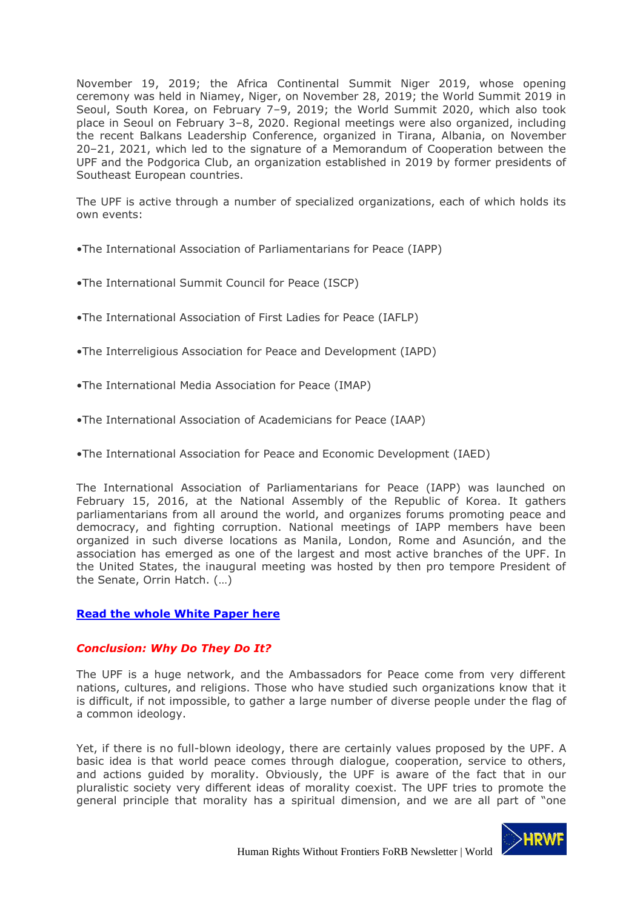November 19, 2019; the Africa Continental Summit Niger 2019, whose opening ceremony was held in Niamey, Niger, on November 28, 2019; the World Summit 2019 in Seoul, South Korea, on February 7–9, 2019; the World Summit 2020, which also took place in Seoul on February 3–8, 2020. Regional meetings were also organized, including the recent Balkans Leadership Conference, organized in Tirana, Albania, on November 20–21, 2021, which led to the signature of a Memorandum of Cooperation between the UPF and the Podgorica Club, an organization established in 2019 by former presidents of Southeast European countries.

The UPF is active through a number of specialized organizations, each of which holds its own events:

- The International Association of Parliamentarians for Peace (IAPP)
- The International Summit Council for Peace (ISCP)
- The International Association of First Ladies for Peace (IAFLP)
- The Interreligious Association for Peace and Development (IAPD)
- The International Media Association for Peace (IMAP)
- The International Association of Academicians for Peace (IAAP)
- The International Association for Peace and Economic Development (IAED)

The International Association of Parliamentarians for Peace (IAPP) was launched on February 15, 2016, at the National Assembly of the Republic of Korea. It gathers parliamentarians from all around the world, and organizes forums promoting peace and democracy, and fighting corruption. National meetings of IAPP members have been organized in such diverse locations as Manila, London, Rome and Asunción, and the association has emerged as one of the largest and most active branches of the UPF. In the United States, the inaugural meeting was hosted by then pro tempore President of the Senate, Orrin Hatch. (…)

**Read the whole White Paper here**

### *Conclusion: Why Do They Do It?*

The UPF is a huge network, and the Ambassadors for Peace come from very different nations, cultures, and religions. Those who have studied such organizations know that it is difficult, if not impossible, to gather a large number of diverse people under the flag of a common ideology.

Yet, if there is no full-blown ideology, there are certainly values proposed by the UPF. A basic idea is that world peace comes through dialogue, cooperation, service to others, and actions guided by morality. Obviously, the UPF is aware of the fact that in our pluralistic society very different ideas of morality coexist. The UPF tries to promote the general principle that morality has a spiritual dimension, and we are all part of "one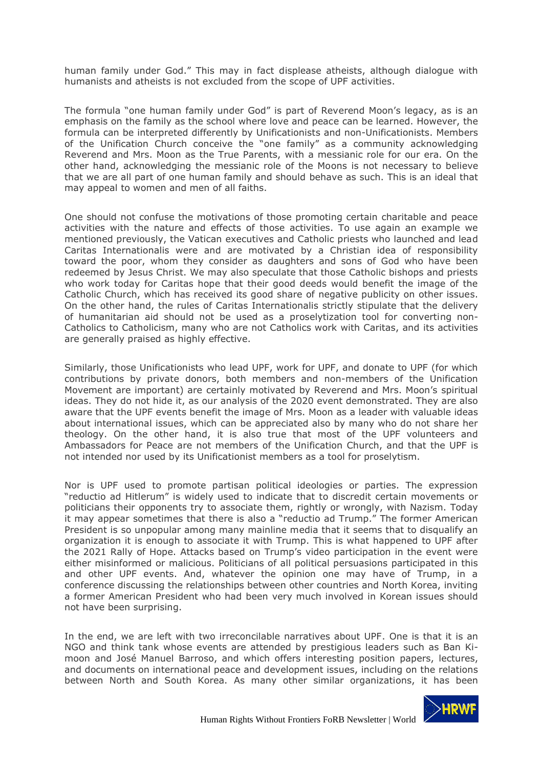human family under God." This may in fact displease atheists, although dialogue with humanists and atheists is not excluded from the scope of UPF activities.

The formula "one human family under God" is part of Reverend Moon's legacy, as is an emphasis on the family as the school where love and peace can be learned. However, the formula can be interpreted differently by Unificationists and non-Unificationists. Members of the Unification Church conceive the "one family" as a community acknowledging Reverend and Mrs. Moon as the True Parents, with a messianic role for our era. On the other hand, acknowledging the messianic role of the Moons is not necessary to believe that we are all part of one human family and should behave as such. This is an ideal that may appeal to women and men of all faiths.

One should not confuse the motivations of those promoting certain charitable and peace activities with the nature and effects of those activities. To use again an example we mentioned previously, the Vatican executives and Catholic priests who launched and lead Caritas Internationalis were and are motivated by a Christian idea of responsibility toward the poor, whom they consider as daughters and sons of God who have been redeemed by Jesus Christ. We may also speculate that those Catholic bishops and priests who work today for Caritas hope that their good deeds would benefit the image of the Catholic Church, which has received its good share of negative publicity on other issues. On the other hand, the rules of Caritas Internationalis strictly stipulate that the delivery of humanitarian aid should not be used as a proselytization tool for converting non-Catholics to Catholicism, many who are not Catholics work with Caritas, and its activities are generally praised as highly effective.

Similarly, those Unificationists who lead UPF, work for UPF, and donate to UPF (for which contributions by private donors, both members and non-members of the Unification Movement are important) are certainly motivated by Reverend and Mrs. Moon's spiritual ideas. They do not hide it, as our analysis of the 2020 event demonstrated. They are also aware that the UPF events benefit the image of Mrs. Moon as a leader with valuable ideas about international issues, which can be appreciated also by many who do not share her theology. On the other hand, it is also true that most of the UPF volunteers and Ambassadors for Peace are not members of the Unification Church, and that the UPF is not intended nor used by its Unificationist members as a tool for proselytism.

Nor is UPF used to promote partisan political ideologies or parties. The expression "reductio ad Hitlerum" is widely used to indicate that to discredit certain movements or politicians their opponents try to associate them, rightly or wrongly, with Nazism. Today it may appear sometimes that there is also a "reductio ad Trump." The former American President is so unpopular among many mainline media that it seems that to disqualify an organization it is enough to associate it with Trump. This is what happened to UPF after the 2021 Rally of Hope. Attacks based on Trump's video participation in the event were either misinformed or malicious. Politicians of all political persuasions participated in this and other UPF events. And, whatever the opinion one may have of Trump, in a conference discussing the relationships between other countries and North Korea, inviting a former American President who had been very much involved in Korean issues should not have been surprising.

In the end, we are left with two irreconcilable narratives about UPF. One is that it is an NGO and think tank whose events are attended by prestigious leaders such as Ban Ki-moon and José Manuel Barroso, and which offers interesting position papers, lectures, and documents on international peace and development issues, including on the relations between North and South Korea. As many other similar organizations, it has been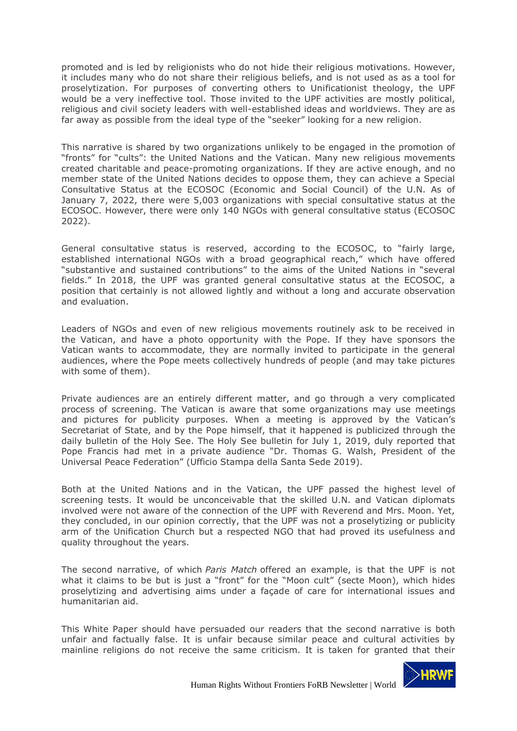promoted and is led by religionists who do not hide their religious motivations. However, it includes many who do not share their religious beliefs, and is not used as as a tool for proselytization. For purposes of converting others to Unificationist theology, the UPF would be a very ineffective tool. Those invited to the UPF activities are mostly political, religious and civil society leaders with well-established ideas and worldviews. They are as far away as possible from the ideal type of the "seeker" looking for a new religion.

This narrative is shared by two organizations unlikely to be engaged in the promotion of "fronts" for "cults": the United Nations and the Vatican. Many new religious movements created charitable and peace-promoting organizations. If they are active enough, and no member state of the United Nations decides to oppose them, they can achieve a Special Consultative Status at the ECOSOC (Economic and Social Council) of the U.N. As of January 7, 2022, there were 5,003 organizations with special consultative status at the ECOSOC. However, there were only 140 NGOs with general consultative status (ECOSOC 2022).

General consultative status is reserved, according to the ECOSOC, to "fairly large, established international NGOs with a broad geographical reach," which have offered "substantive and sustained contributions" to the aims of the United Nations in "several fields." In 2018, the UPF was granted general consultative status at the ECOSOC, a position that certainly is not allowed lightly and without a long and accurate observation and evaluation.

Leaders of NGOs and even of new religious movements routinely ask to be received in the Vatican, and have a photo opportunity with the Pope. If they have sponsors the Vatican wants to accommodate, they are normally invited to participate in the general audiences, where the Pope meets collectively hundreds of people (and may take pictures with some of them).

Private audiences are an entirely different matter, and go through a very complicated process of screening. The Vatican is aware that some organizations may use meetings and pictures for publicity purposes. When a meeting is approved by the Vatican's Secretariat of State, and by the Pope himself, that it happened is publicized through the daily bulletin of the Holy See. The Holy See bulletin for July 1, 2019, duly reported that Pope Francis had met in a private audience "Dr. Thomas G. Walsh, President of the Universal Peace Federation" (Ufficio Stampa della Santa Sede 2019).

Both at the United Nations and in the Vatican, the UPF passed the highest level of screening tests. It would be unconceivable that the skilled U.N. and Vatican diplomats involved were not aware of the connection of the UPF with Reverend and Mrs. Moon. Yet, they concluded, in our opinion correctly, that the UPF was not a proselytizing or publicity arm of the Unification Church but a respected NGO that had proved its usefulness and quality throughout the years.

The second narrative, of which *Paris Match* offered an example, is that the UPF is not what it claims to be but is just a "front" for the "Moon cult" (secte Moon), which hides proselytizing and advertising aims under a façade of care for international issues and humanitarian aid.

This White Paper should have persuaded our readers that the second narrative is both unfair and factually false. It is unfair because similar peace and cultural activities by mainline religions do not receive the same criticism. It is taken for granted that their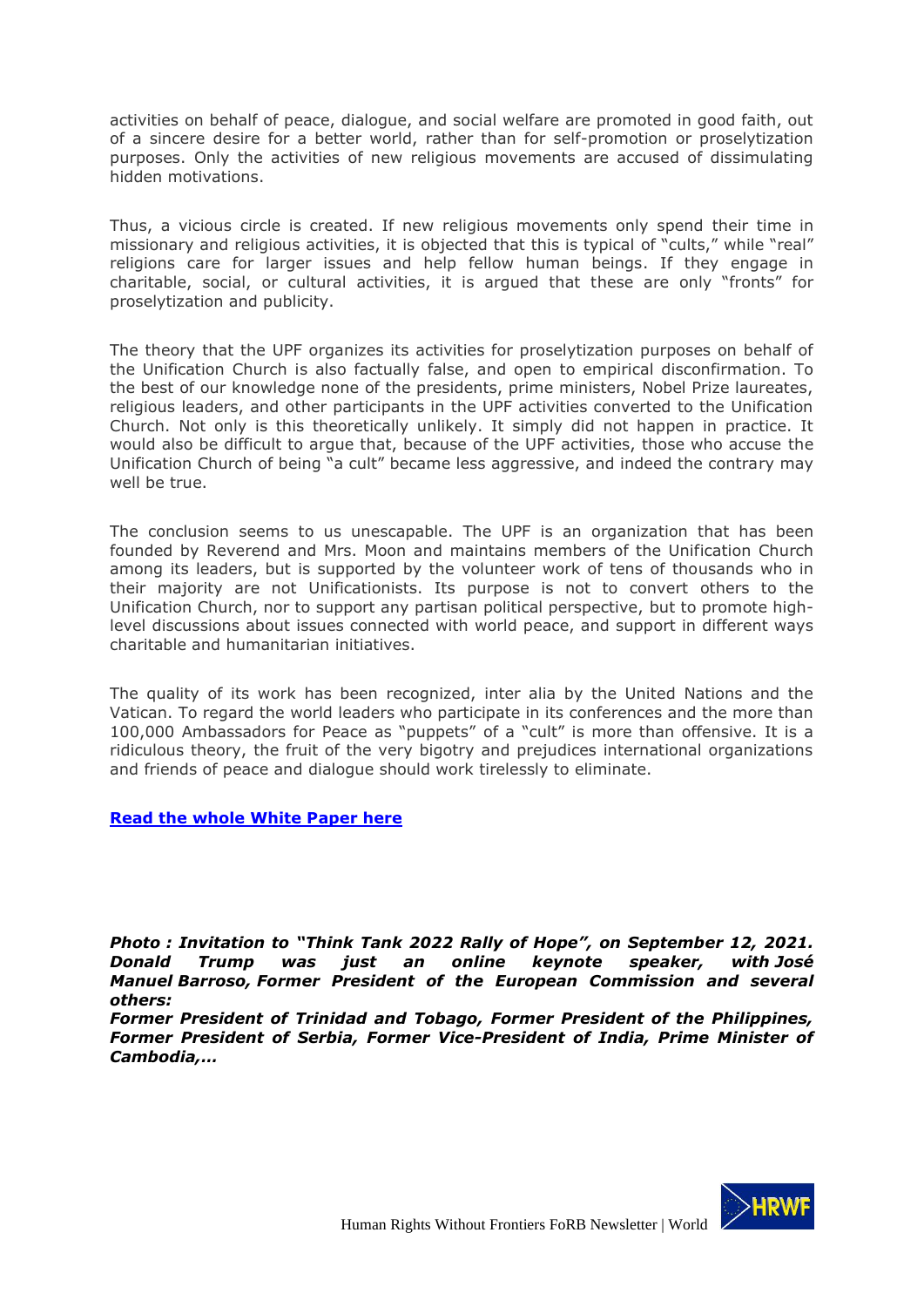activities on behalf of peace, dialogue, and social welfare are promoted in good faith, out of a sincere desire for a better world, rather than for self-promotion or proselytization purposes. Only the activities of new religious movements are accused of dissimulating hidden motivations.

Thus, a vicious circle is created. If new religious movements only spend their time in missionary and religious activities, it is objected that this is typical of "cults," while "real" religions care for larger issues and help fellow human beings. If they engage in charitable, social, or cultural activities, it is argued that these are only "fronts" for proselytization and publicity.

The theory that the UPF organizes its activities for proselytization purposes on behalf of the Unification Church is also factually false, and open to empirical disconfirmation. To the best of our knowledge none of the presidents, prime ministers, Nobel Prize laureates, religious leaders, and other participants in the UPF activities converted to the Unification Church. Not only is this theoretically unlikely. It simply did not happen in practice. It would also be difficult to argue that, because of the UPF activities, those who accuse the Unification Church of being "a cult" became less aggressive, and indeed the contrary may well be true.

The conclusion seems to us unescapable. The UPF is an organization that has been founded by Reverend and Mrs. Moon and maintains members of the Unification Church among its leaders, but is supported by the volunteer work of tens of thousands who in their majority are not Unificationists. Its purpose is not to convert others to the Unification Church, nor to support any partisan political perspective, but to promote high-level discussions about issues connected with world peace, and support in different ways charitable and humanitarian initiatives.

The quality of its work has been recognized, inter alia by the United Nations and the Vatican. To regard the world leaders who participate in its conferences and the more than 100,000 Ambassadors for Peace as "puppets" of a "cult" is more than offensive. It is a ridiculous theory, the fruit of the very bigotry and prejudices international organizations and friends of peace and dialogue should work tirelessly to eliminate.

**Read the whole White Paper here**

***Photo : Invitation to "Think Tank 2022 Rally of Hope", on September 12, 2021. Donald Trump was just an online keynote speaker, with José Manuel Barroso, Former President of the European Commission and several others:***
***Former President of Trinidad and Tobago, Former President of the Philippines, Former President of Serbia, Former Vice-President of India, Prime Minister of Cambodia,…***